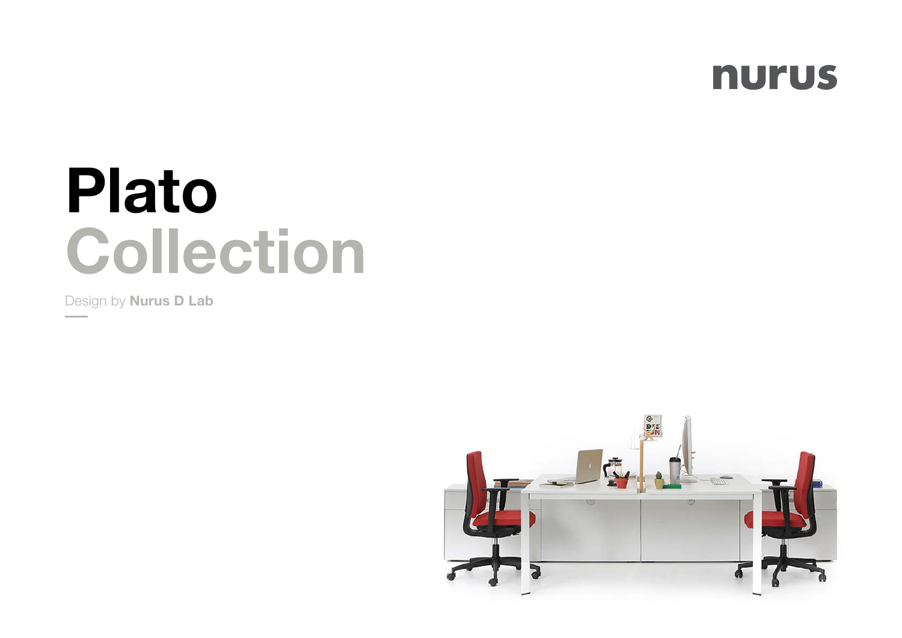nurus

# Plato Collection

Design by **Nurus D Lab**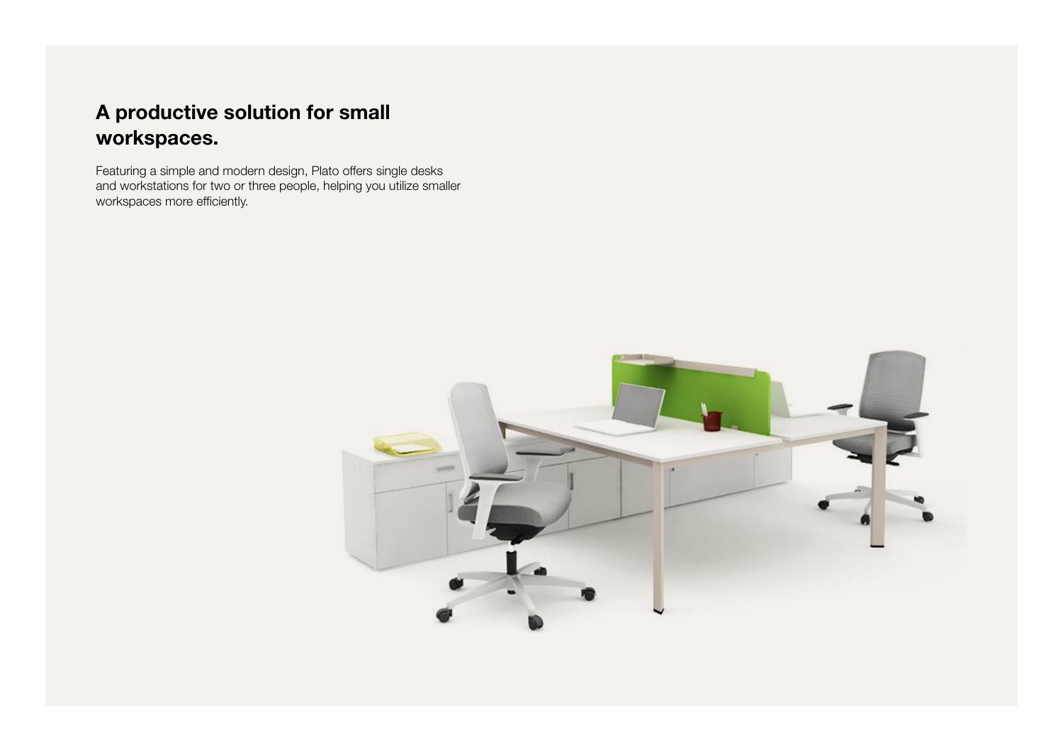## A productive solution for small workspaces.

Featuring a simple and modern design, Plato offers single desks and workstations for two or three people, helping you utilize smaller workspaces more efficiently.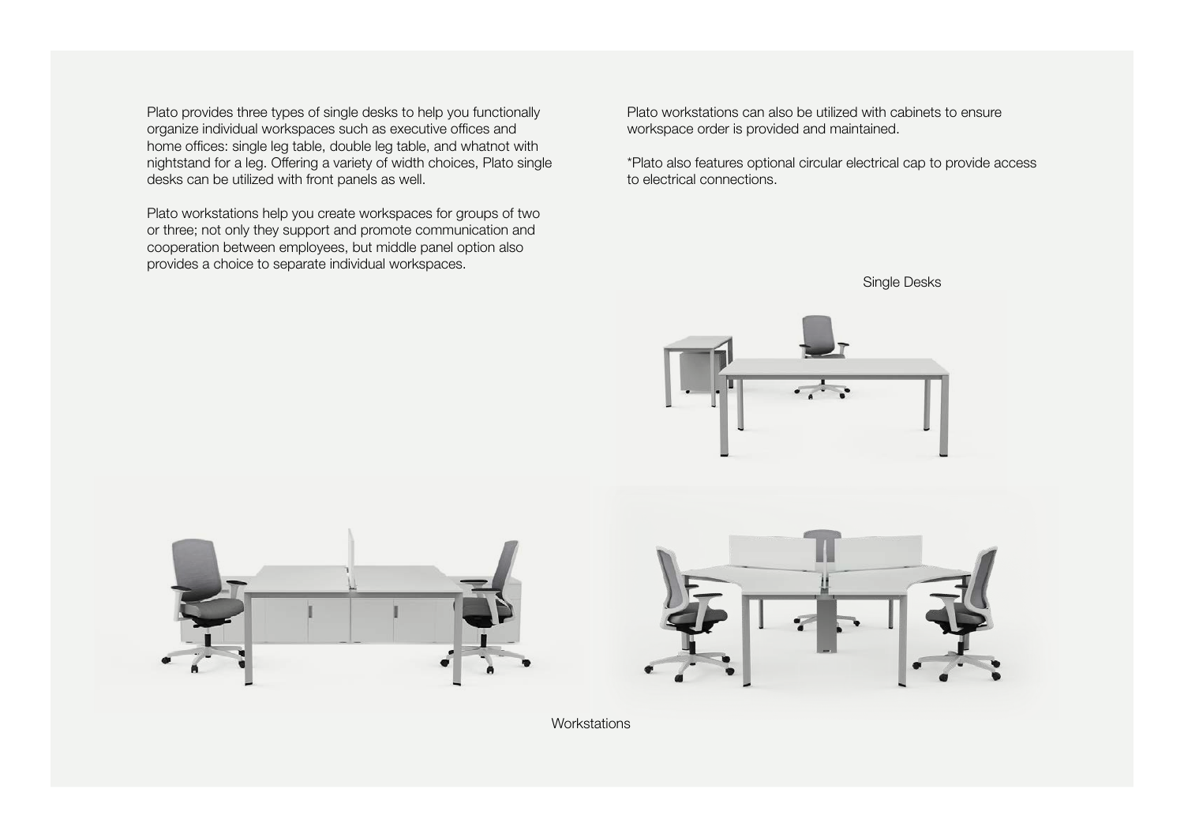Plato provides three types of single desks to help you functionally organize individual workspaces such as executive offices and home offices: single leg table, double leg table, and whatnot with nightstand for a leg. Offering a variety of width choices, Plato single desks can be utilized with front panels as well.

Plato workstations help you create workspaces for groups of two or three; not only they support and promote communication and cooperation between employees, but middle panel option also provides a choice to separate individual workspaces.

Plato workstations can also be utilized with cabinets to ensure workspace order is provided and maintained.

*Plato also features optional circular electrical cap to provide access to electrical connections.

Single Desks

Workstations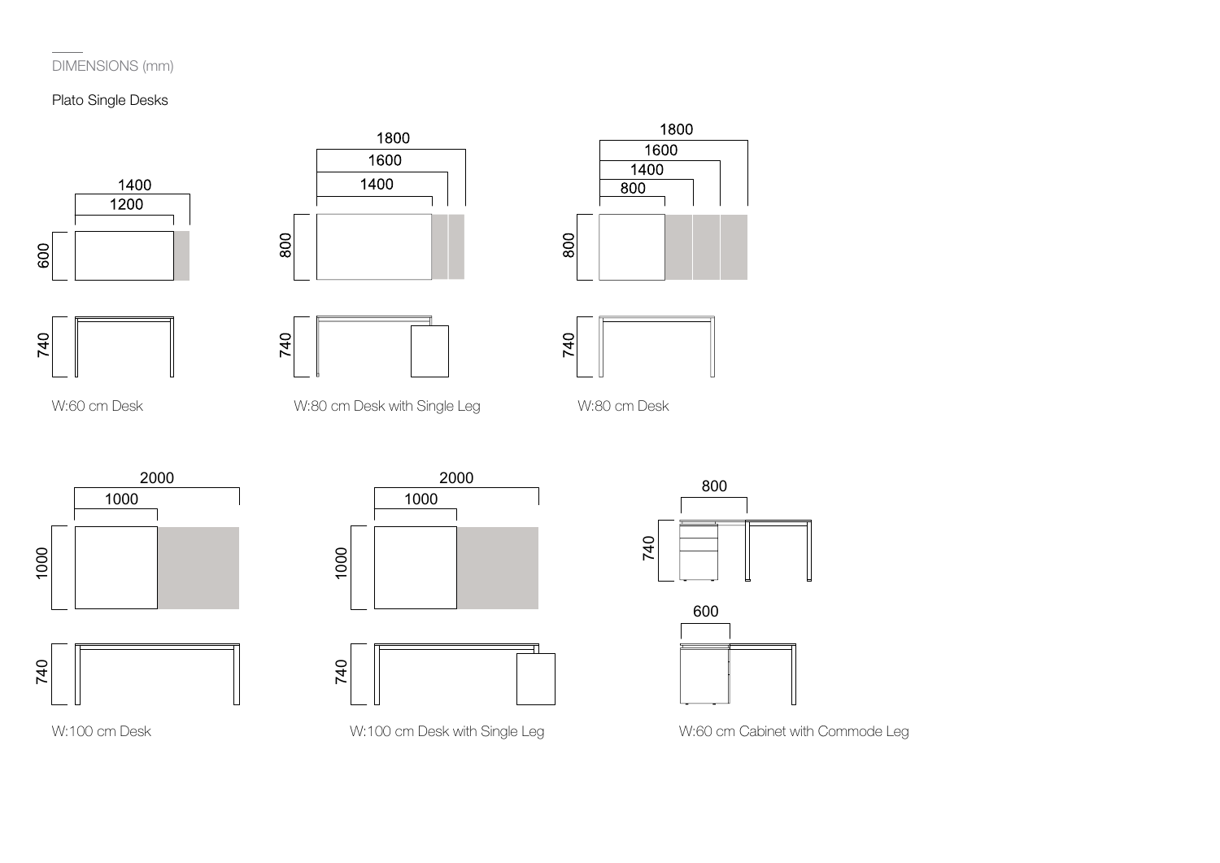DIMENSIONS (mm)

Plato Single Desks

1400
1200
600
740

W:60 cm Desk

1800
1600
1400
800
740

W:80 cm Desk with Single Leg

1800
1600
1400
800
800
740

W:80 cm Desk

2000
1000
1000
740

W:100 cm Desk

2000
1000
1000
740

W:100 cm Desk with Single Leg

800
740
600

W:60 cm Cabinet with Commode Leg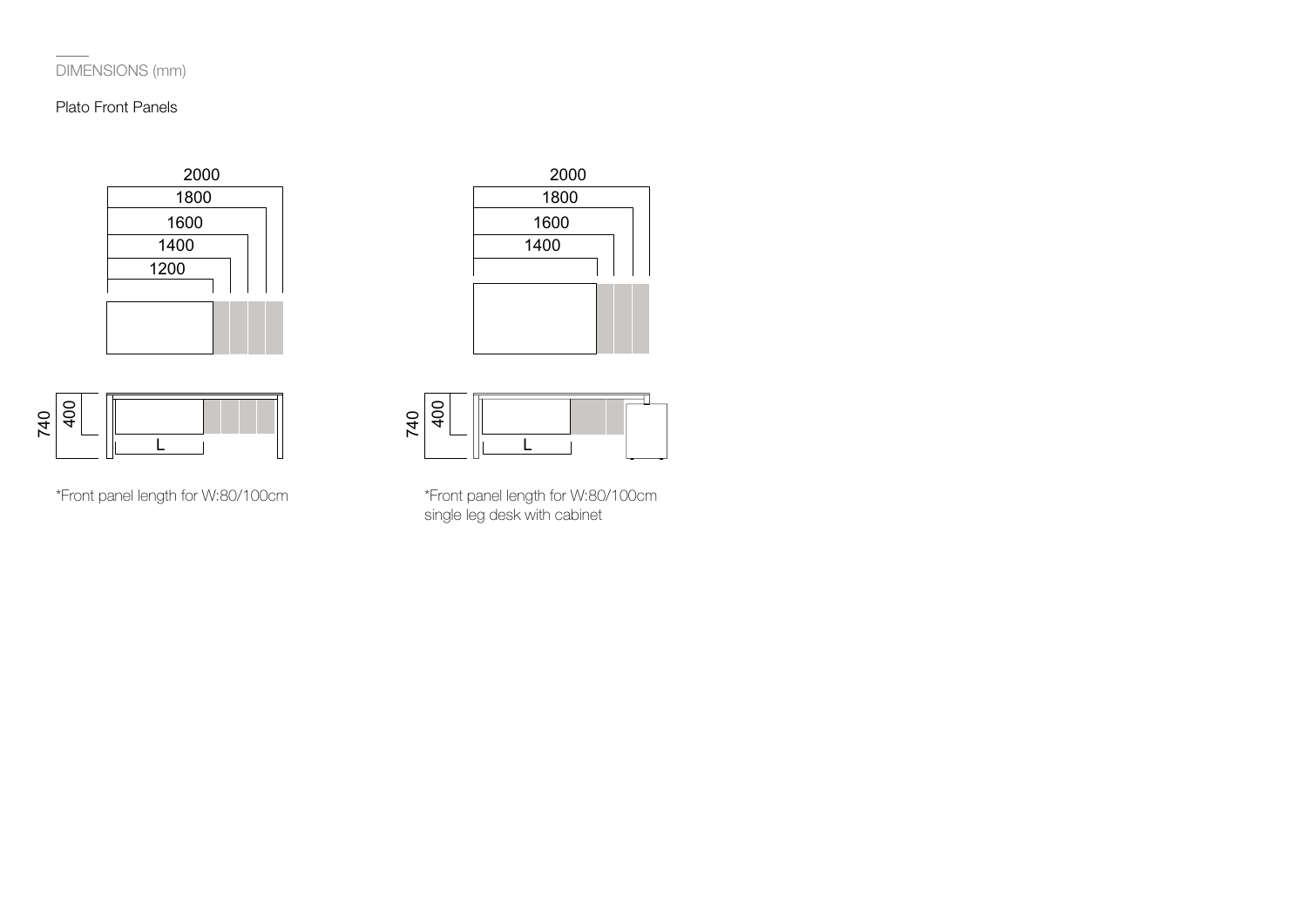DIMENSIONS (mm)

Plato Front Panels

2000
1800
1600
1400
1200

740
400
L

*Front panel length for W:80/100cm

2000
1800
1600
1400

740
400
L

*Front panel length for W:80/100cm
single leg desk with cabinet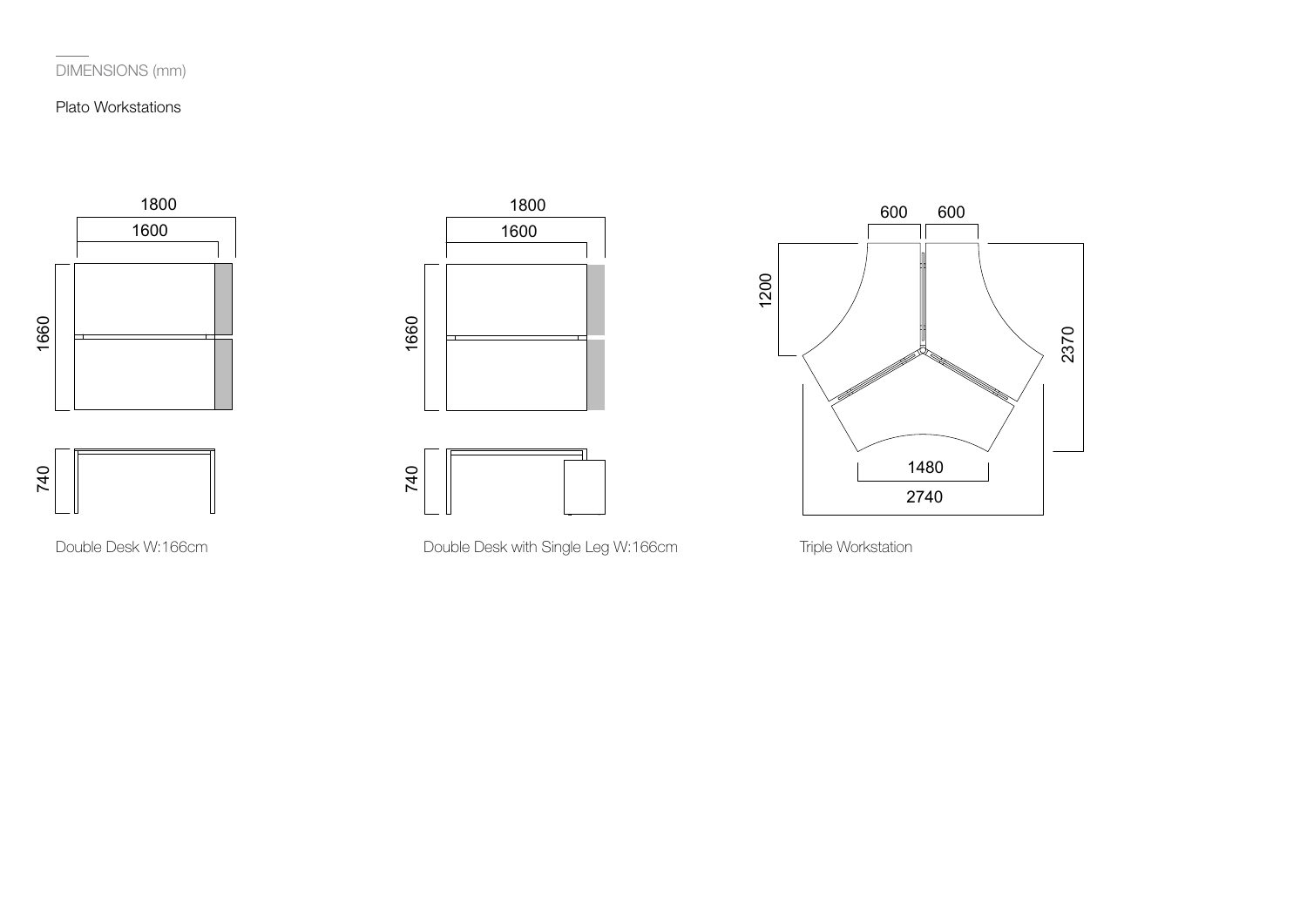DIMENSIONS (mm)

Plato Workstations

1800

1600

1660

740

Double Desk W:166cm

1800

1600

1660

740

Double Desk with Single Leg W:166cm

600 600

1200

2370

1480

2740

Triple Workstation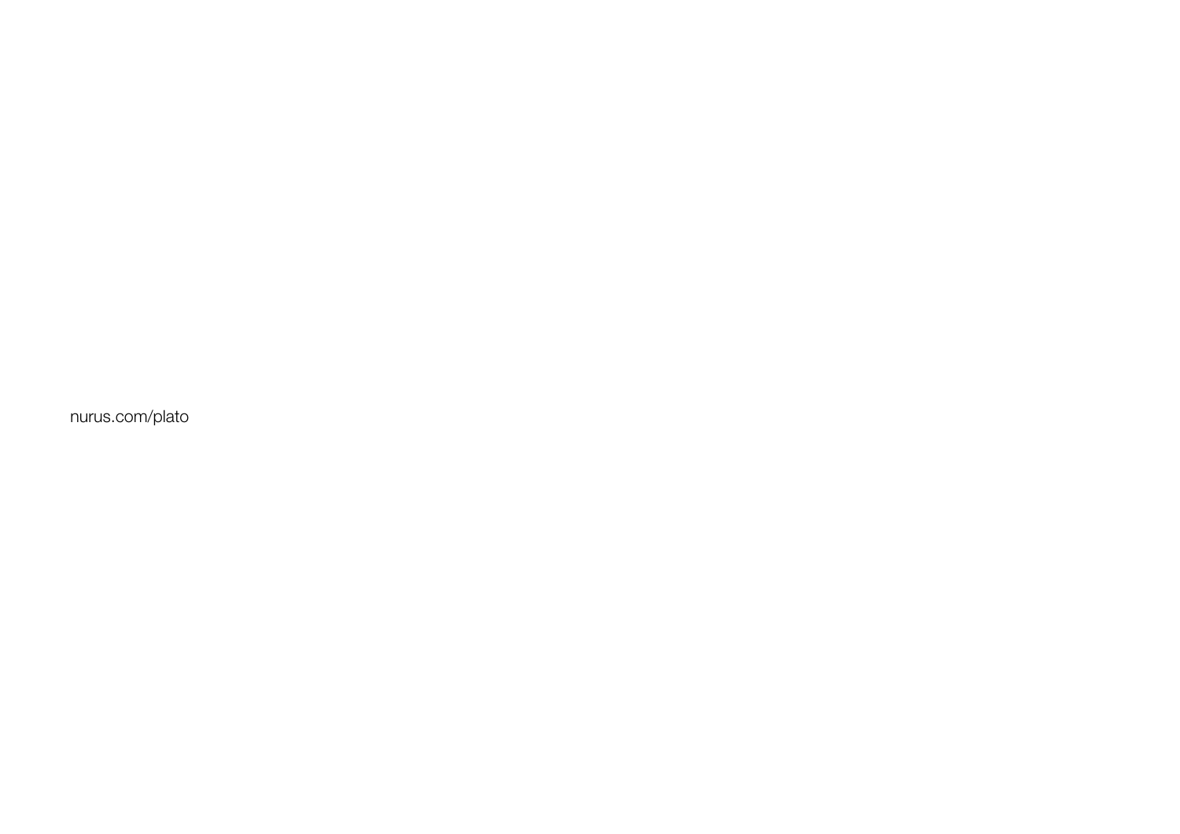nurus.com/plato